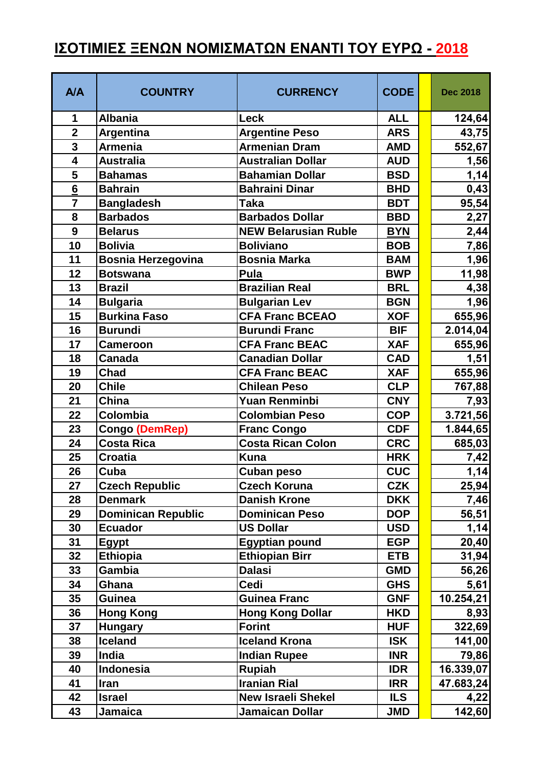# ΙΣΟΤΙΜΙΕΣ ΞΕΝΩΝ ΝΟΜΙΣΜΑΤΩΝ ΕΝΑΝΤΙ ΤΟΥ ΕΥΡΩ - 2018

| A/A | COUNTRY | CURRENCY | CODE | | Dec 2018 |
|---|---|---|---|---|---|
| 1 | Albania | Leck | ALL | | 124,64 |
| 2 | Argentina | Argentine Peso | ARS | | 43,75 |
| 3 | Armenia | Armenian Dram | AMD | | 552,67 |
| 4 | Australia | Australian Dollar | AUD | | 1,56 |
| 5 | Bahamas | Bahamian Dollar | BSD | | 1,14 |
| 6 | Bahrain | Bahraini Dinar | BHD | | 0,43 |
| 7 | Bangladesh | Taka | BDT | | 95,54 |
| 8 | Barbados | Barbados Dollar | BBD | | 2,27 |
| 9 | Belarus | NEW Belarusian Ruble | BYN | | 2,44 |
| 10 | Bolivia | Boliviano | BOB | | 7,86 |
| 11 | Bosnia Herzegovina | Bosnia Marka | BAM | | 1,96 |
| 12 | Botswana | Pula | BWP | | 11,98 |
| 13 | Brazil | Brazilian Real | BRL | | 4,38 |
| 14 | Bulgaria | Bulgarian Lev | BGN | | 1,96 |
| 15 | Burkina Faso | CFA Franc BCEAO | XOF | | 655,96 |
| 16 | Burundi | Burundi Franc | BIF | | 2.014,04 |
| 17 | Cameroon | CFA Franc BEAC | XAF | | 655,96 |
| 18 | Canada | Canadian Dollar | CAD | | 1,51 |
| 19 | Chad | CFA Franc BEAC | XAF | | 655,96 |
| 20 | Chile | Chilean Peso | CLP | | 767,88 |
| 21 | China | Yuan Renminbi | CNY | | 7,93 |
| 22 | Colombia | Colombian Peso | COP | | 3.721,56 |
| 23 | Congo (DemRep) | Franc Congo | CDF | | 1.844,65 |
| 24 | Costa Rica | Costa Rican Colon | CRC | | 685,03 |
| 25 | Croatia | Kuna | HRK | | 7,42 |
| 26 | Cuba | Cuban peso | CUC | | 1,14 |
| 27 | Czech Republic | Czech Koruna | CZK | | 25,94 |
| 28 | Denmark | Danish Krone | DKK | | 7,46 |
| 29 | Dominican Republic | Dominican Peso | DOP | | 56,51 |
| 30 | Ecuador | US Dollar | USD | | 1,14 |
| 31 | Egypt | Egyptian pound | EGP | | 20,40 |
| 32 | Ethiopia | Ethiopian Birr | ETB | | 31,94 |
| 33 | Gambia | Dalasi | GMD | | 56,26 |
| 34 | Ghana | Cedi | GHS | | 5,61 |
| 35 | Guinea | Guinea Franc | GNF | | 10.254,21 |
| 36 | Hong Kong | Hong Kong Dollar | HKD | | 8,93 |
| 37 | Hungary | Forint | HUF | | 322,69 |
| 38 | Iceland | Iceland Krona | ISK | | 141,00 |
| 39 | India | Indian Rupee | INR | | 79,86 |
| 40 | Indonesia | Rupiah | IDR | | 16.339,07 |
| 41 | Iran | Iranian Rial | IRR | | 47.683,24 |
| 42 | Israel | New Israeli Shekel | ILS | | 4,22 |
| 43 | Jamaica | Jamaican Dollar | JMD | | 142,60 |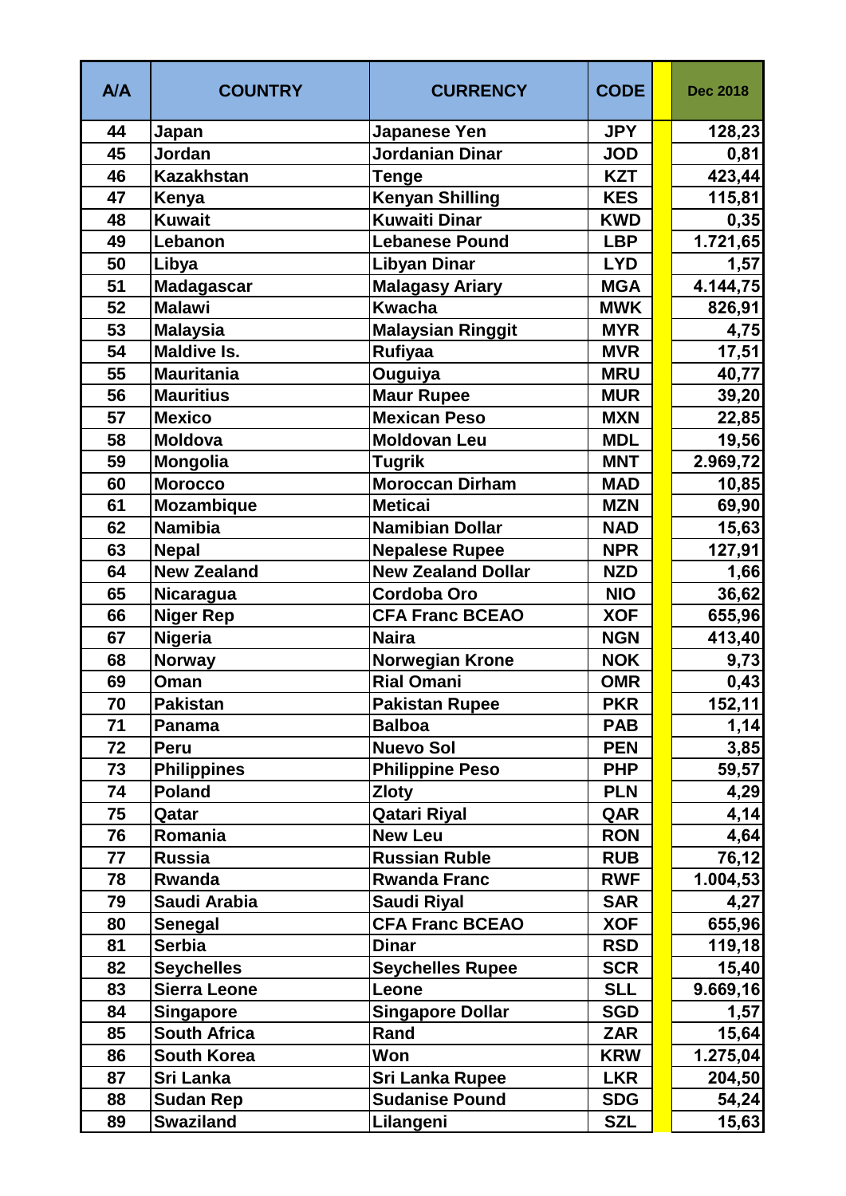| A/A | COUNTRY | CURRENCY | CODE | | Dec 2018 |
|---|---|---|---|---|---|
| 44 | Japan | Japanese Yen | JPY | | 128,23 |
| 45 | Jordan | Jordanian Dinar | JOD | | 0,81 |
| 46 | Kazakhstan | Tenge | KZT | | 423,44 |
| 47 | Kenya | Kenyan Shilling | KES | | 115,81 |
| 48 | Kuwait | Kuwaiti Dinar | KWD | | 0,35 |
| 49 | Lebanon | Lebanese Pound | LBP | | 1.721,65 |
| 50 | Libya | Libyan Dinar | LYD | | 1,57 |
| 51 | Madagascar | Malagasy Ariary | MGA | | 4.144,75 |
| 52 | Malawi | Kwacha | MWK | | 826,91 |
| 53 | Malaysia | Malaysian Ringgit | MYR | | 4,75 |
| 54 | Maldive Is. | Rufiyaa | MVR | | 17,51 |
| 55 | Mauritania | Ouguiya | MRU | | 40,77 |
| 56 | Mauritius | Maur Rupee | MUR | | 39,20 |
| 57 | Mexico | Mexican Peso | MXN | | 22,85 |
| 58 | Moldova | Moldovan Leu | MDL | | 19,56 |
| 59 | Mongolia | Tugrik | MNT | | 2.969,72 |
| 60 | Morocco | Moroccan Dirham | MAD | | 10,85 |
| 61 | Mozambique | Meticai | MZN | | 69,90 |
| 62 | Namibia | Namibian Dollar | NAD | | 15,63 |
| 63 | Nepal | Nepalese Rupee | NPR | | 127,91 |
| 64 | New Zealand | New Zealand Dollar | NZD | | 1,66 |
| 65 | Nicaragua | Cordoba Oro | NIO | | 36,62 |
| 66 | Niger Rep | CFA Franc BCEAO | XOF | | 655,96 |
| 67 | Nigeria | Naira | NGN | | 413,40 |
| 68 | Norway | Norwegian Krone | NOK | | 9,73 |
| 69 | Oman | Rial Omani | OMR | | 0,43 |
| 70 | Pakistan | Pakistan Rupee | PKR | | 152,11 |
| 71 | Panama | Balboa | PAB | | 1,14 |
| 72 | Peru | Nuevo Sol | PEN | | 3,85 |
| 73 | Philippines | Philippine Peso | PHP | | 59,57 |
| 74 | Poland | Zloty | PLN | | 4,29 |
| 75 | Qatar | Qatari Riyal | QAR | | 4,14 |
| 76 | Romania | New Leu | RON | | 4,64 |
| 77 | Russia | Russian Ruble | RUB | | 76,12 |
| 78 | Rwanda | Rwanda Franc | RWF | | 1.004,53 |
| 79 | Saudi Arabia | Saudi Riyal | SAR | | 4,27 |
| 80 | Senegal | CFA Franc BCEAO | XOF | | 655,96 |
| 81 | Serbia | Dinar | RSD | | 119,18 |
| 82 | Seychelles | Seychelles Rupee | SCR | | 15,40 |
| 83 | Sierra Leone | Leone | SLL | | 9.669,16 |
| 84 | Singapore | Singapore Dollar | SGD | | 1,57 |
| 85 | South Africa | Rand | ZAR | | 15,64 |
| 86 | South Korea | Won | KRW | | 1.275,04 |
| 87 | Sri Lanka | Sri Lanka Rupee | LKR | | 204,50 |
| 88 | Sudan Rep | Sudanise Pound | SDG | | 54,24 |
| 89 | Swaziland | Lilangeni | SZL | | 15,63 |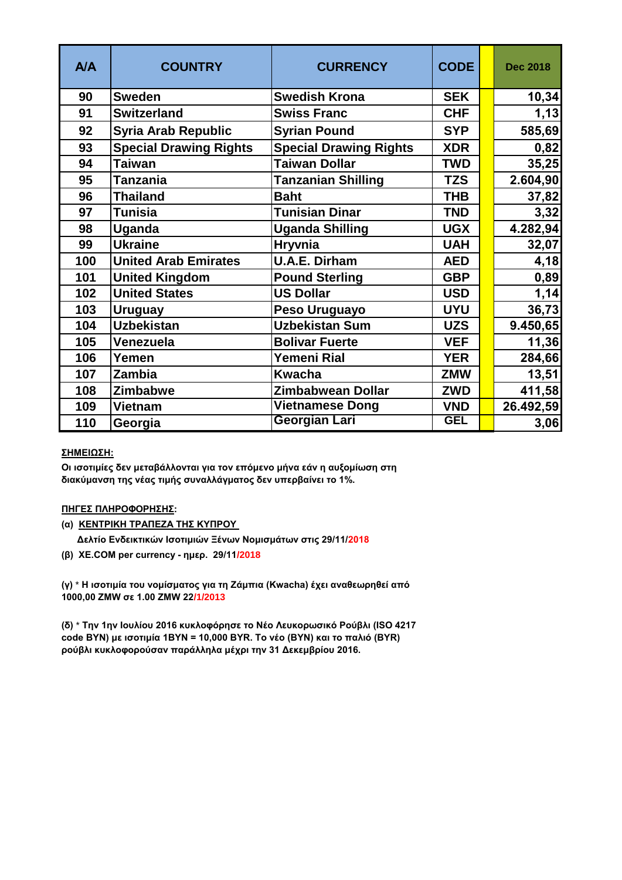| A/A | COUNTRY | CURRENCY | CODE | | Dec 2018 |
|---|---|---|---|---|---|
| 90 | Sweden | Swedish Krona | SEK | | 10,34 |
| 91 | Switzerland | Swiss Franc | CHF | | 1,13 |
| 92 | Syria Arab Republic | Syrian Pound | SYP | | 585,69 |
| 93 | Special Drawing Rights | Special Drawing Rights | XDR | | 0,82 |
| 94 | Taiwan | Taiwan Dollar | TWD | | 35,25 |
| 95 | Tanzania | Tanzanian Shilling | TZS | | 2.604,90 |
| 96 | Thailand | Baht | THB | | 37,82 |
| 97 | Tunisia | Tunisian Dinar | TND | | 3,32 |
| 98 | Uganda | Uganda Shilling | UGX | | 4.282,94 |
| 99 | Ukraine | Hryvnia | UAH | | 32,07 |
| 100 | United Arab Emirates | U.A.E. Dirham | AED | | 4,18 |
| 101 | United Kingdom | Pound Sterling | GBP | | 0,89 |
| 102 | United States | US Dollar | USD | | 1,14 |
| 103 | Uruguay | Peso Uruguayo | UYU | | 36,73 |
| 104 | Uzbekistan | Uzbekistan Sum | UZS | | 9.450,65 |
| 105 | Venezuela | Bolivar Fuerte | VEF | | 11,36 |
| 106 | Yemen | Yemeni Rial | YER | | 284,66 |
| 107 | Zambia | Kwacha | ZMW | | 13,51 |
| 108 | Zimbabwe | Zimbabwean Dollar | ZWD | | 411,58 |
| 109 | Vietnam | Vietnamese Dong | VND | | 26.492,59 |
| 110 | Georgia | Georgian Lari | GEL | | 3,06 |

**ΣΗΜΕΙΩΣΗ:**

**Οι ισοτιμίες δεν μεταβάλλονται για τον επόμενο μήνα εάν η αυξομίωση στη διακύμανση της νέας τιμής συναλλάγματος δεν υπερβαίνει το 1%.**

**ΠΗΓΕΣ ΠΛΗΡΟΦΟΡΗΣΗΣ:**

**(α) ΚΕΝΤΡΙΚΗ ΤΡΑΠΕΖΑ ΤΗΣ ΚΥΠΡΟΥ**

**Δελτίο Ενδεικτικών Ισοτιμιών Ξένων Νομισμάτων στις 29/11/2018**

**(β) XE.COM per currency - ημερ. 29/11/2018**

**(γ) * Η ισοτιμία του νομίσματος για τη Ζάμπια (Kwacha) έχει αναθεωρηθεί από 1000,00 ZMW σε 1.00 ZMW 22/1/2013**

**(δ) * Την 1ην Ιουλίου 2016 κυκλοφόρησε το Νέο Λευκορωσικό Ρούβλι (ISO 4217 code BYN) με ισοτιμία 1BYN = 10,000 BYR. Το νέο (BYN) και το παλιό (BYR) ρούβλι κυκλοφορούσαν παράλληλα μέχρι την 31 Δεκεμβρίου 2016.**